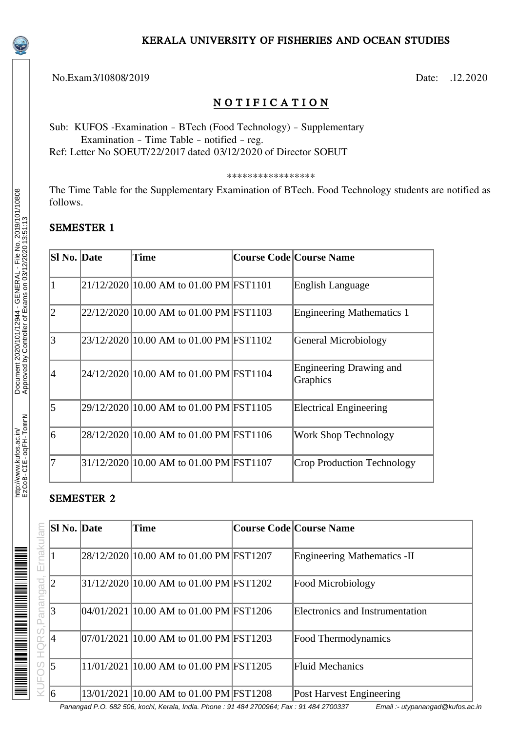# KERALA UNIVERSITY OF FISHERIES AND OCEAN STUDIES

No.Exam3/10808/2019 Date: .12.2020

## NOTIFICATION

Sub: KUFOS -Examination - BTech (Food Technology) - Supplementary Examination - Time Table - notified - reg.
Ref: Letter No SOEUT/22/2017 dated 03/12/2020 of Director SOEUT

*****************

The Time Table for the Supplementary Examination of BTech. Food Technology students are notified as follows.

### SEMESTER 1

| Sl No. | Date | Time | Course Code | Course Name |
|---|---|---|---|---|
| 1 | 21/12/2020 | 10.00 AM to 01.00 PM | FST1101 | English Language |
| 2 | 22/12/2020 | 10.00 AM to 01.00 PM | FST1103 | Engineering Mathematics 1 |
| 3 | 23/12/2020 | 10.00 AM to 01.00 PM | FST1102 | General Microbiology |
| 4 | 24/12/2020 | 10.00 AM to 01.00 PM | FST1104 | Engineering Drawing and Graphics |
| 5 | 29/12/2020 | 10.00 AM to 01.00 PM | FST1105 | Electrical Engineering |
| 6 | 28/12/2020 | 10.00 AM to 01.00 PM | FST1106 | Work Shop Technology |
| 7 | 31/12/2020 | 10.00 AM to 01.00 PM | FST1107 | Crop Production Technology |

### SEMESTER 2

| Sl No. | Date | Time | Course Code | Course Name |
|---|---|---|---|---|
| 1 | 28/12/2020 | 10.00 AM to 01.00 PM | FST1207 | Engineering Mathematics -II |
| 2 | 31/12/2020 | 10.00 AM to 01.00 PM | FST1202 | Food Microbiology |
| 3 | 04/01/2021 | 10.00 AM to 01.00 PM | FST1206 | Electronics and Instrumentation |
| 4 | 07/01/2021 | 10.00 AM to 01.00 PM | FST1203 | Food Thermodynamics |
| 5 | 11/01/2021 | 10.00 AM to 01.00 PM | FST1205 | Fluid Mechanics |
| 6 | 13/01/2021 | 10.00 AM to 01.00 PM | FST1208 | Post Harvest Engineering |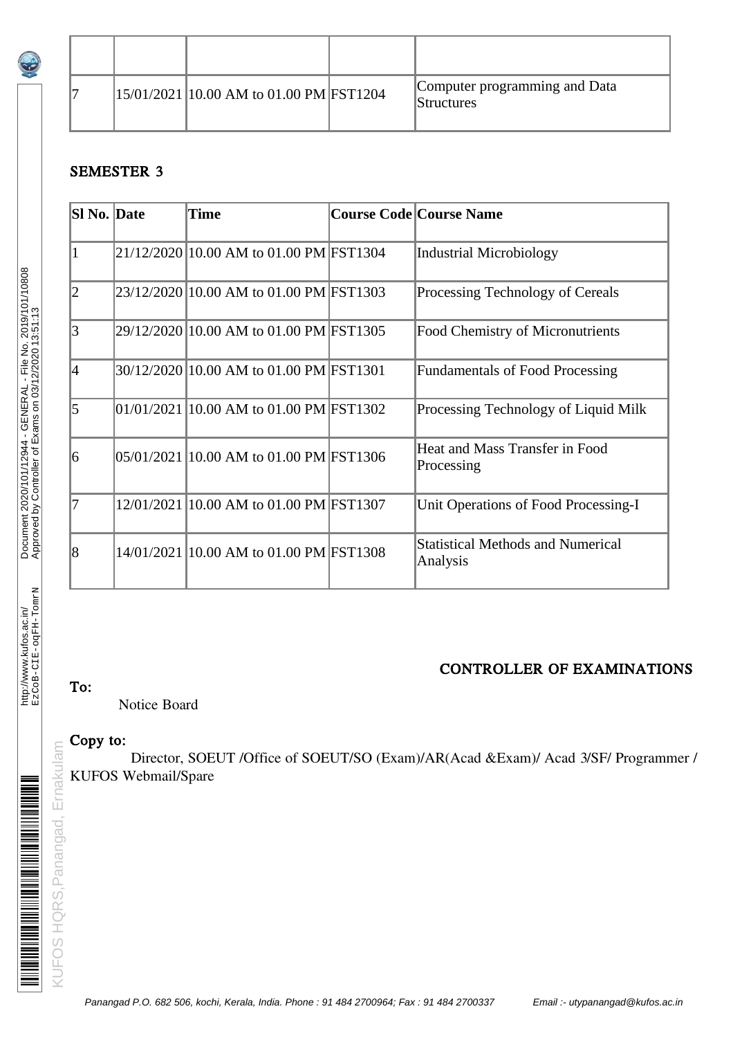| | | | | |
|---|---|---|---|---|
| 7 | 15/01/2021 | 10.00 AM to 01.00 PM | FST1204 | Computer programming and Data Structures |

## SEMESTER 3

| Sl No. | Date | Time | Course Code | Course Name |
|---|---|---|---|---|
| 1 | 21/12/2020 | 10.00 AM to 01.00 PM | FST1304 | Industrial Microbiology |
| 2 | 23/12/2020 | 10.00 AM to 01.00 PM | FST1303 | Processing Technology of Cereals |
| 3 | 29/12/2020 | 10.00 AM to 01.00 PM | FST1305 | Food Chemistry of Micronutrients |
| 4 | 30/12/2020 | 10.00 AM to 01.00 PM | FST1301 | Fundamentals of Food Processing |
| 5 | 01/01/2021 | 10.00 AM to 01.00 PM | FST1302 | Processing Technology of Liquid Milk |
| 6 | 05/01/2021 | 10.00 AM to 01.00 PM | FST1306 | Heat and Mass Transfer in Food Processing |
| 7 | 12/01/2021 | 10.00 AM to 01.00 PM | FST1307 | Unit Operations of Food Processing-I |
| 8 | 14/01/2021 | 10.00 AM to 01.00 PM | FST1308 | Statistical Methods and Numerical Analysis |

**CONTROLLER OF EXAMINATIONS**

**To:**

Notice Board

**Copy to:**

Director, SOEUT /Office of SOEUT/SO (Exam)/AR(Acad &Exam)/ Acad 3/SF/ Programmer / KUFOS Webmail/Spare